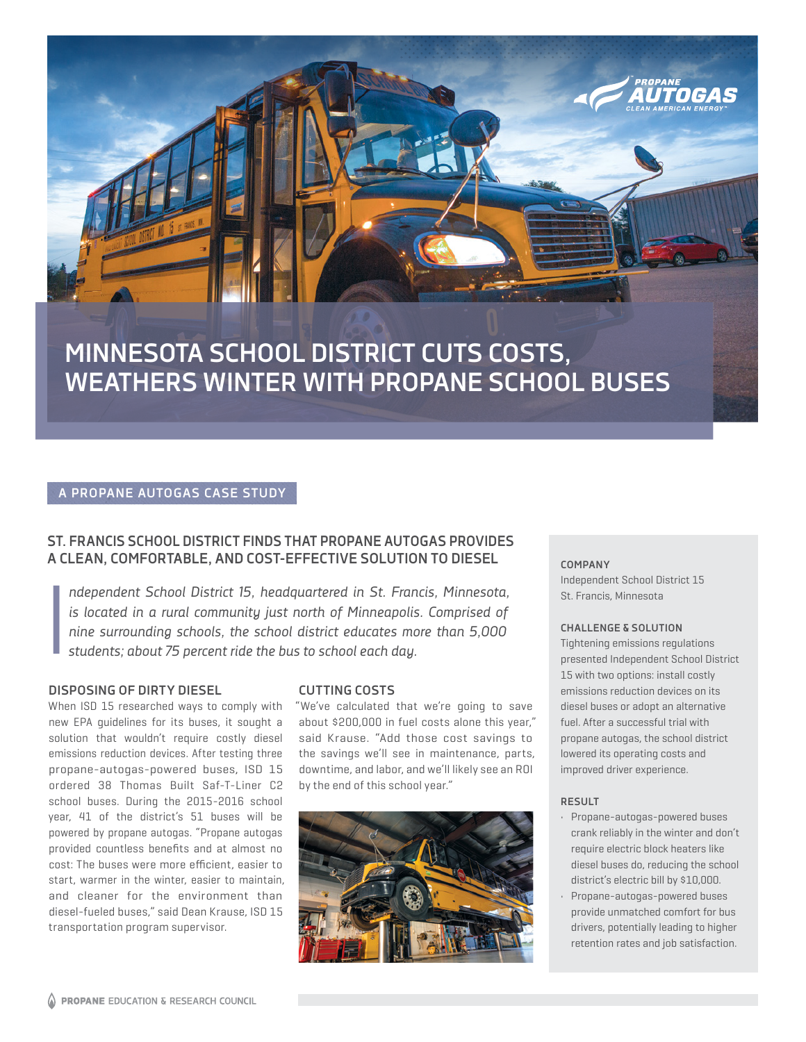# MINNESOTA SCHOOL DISTRICT CUTS COSTS, WEATHERS WINTER WITH PROPANE SCHOOL BUSES

A PROPANE AUTOGAS CASE STUDY

## ST. FRANCIS SCHOOL DISTRICT FINDS THAT PROPANE AUTOGAS PROVIDES A CLEAN, COMFORTABLE, AND COST-EFFECTIVE SOLUTION TO DIESEL

*Independent School District 15, headquartered in St. Francis, Minnesota, is located in a rural community just north of Minneapolis. Comprised of nine surrounding schools, the school district educates more than 5,000 students; about 75 percent ride the bus to school each day.*

### DISPOSING OF DIRTY DIESEL

When ISD 15 researched ways to comply with new EPA guidelines for its buses, it sought a solution that wouldn't require costly diesel emissions reduction devices. After testing three propane-autogas-powered buses, ISD 15 ordered 38 Thomas Built Saf-T-Liner C2 school buses. During the 2015-2016 school year, 41 of the district's 51 buses will be powered by propane autogas. "Propane autogas provided countless benefits and at almost no cost: The buses were more efficient, easier to start, warmer in the winter, easier to maintain, and cleaner for the environment than diesel-fueled buses," said Dean Krause, ISD 15 transportation program supervisor.

### CUTTING COSTS

"We've calculated that we're going to save about $200,000 in fuel costs alone this year," said Krause. "Add those cost savings to the savings we'll see in maintenance, parts, downtime, and labor, and we'll likely see an ROI by the end of this school year."

### COMPANY

Independent School District 15
St. Francis, Minnesota

### CHALLENGE & SOLUTION

Tightening emissions regulations presented Independent School District 15 with two options: install costly emissions reduction devices on its diesel buses or adopt an alternative fuel. After a successful trial with propane autogas, the school district lowered its operating costs and improved driver experience.

### RESULT

- Propane-autogas-powered buses crank reliably in the winter and don't require electric block heaters like diesel buses do, reducing the school district's electric bill by $10,000.
- Propane-autogas-powered buses provide unmatched comfort for bus drivers, potentially leading to higher retention rates and job satisfaction.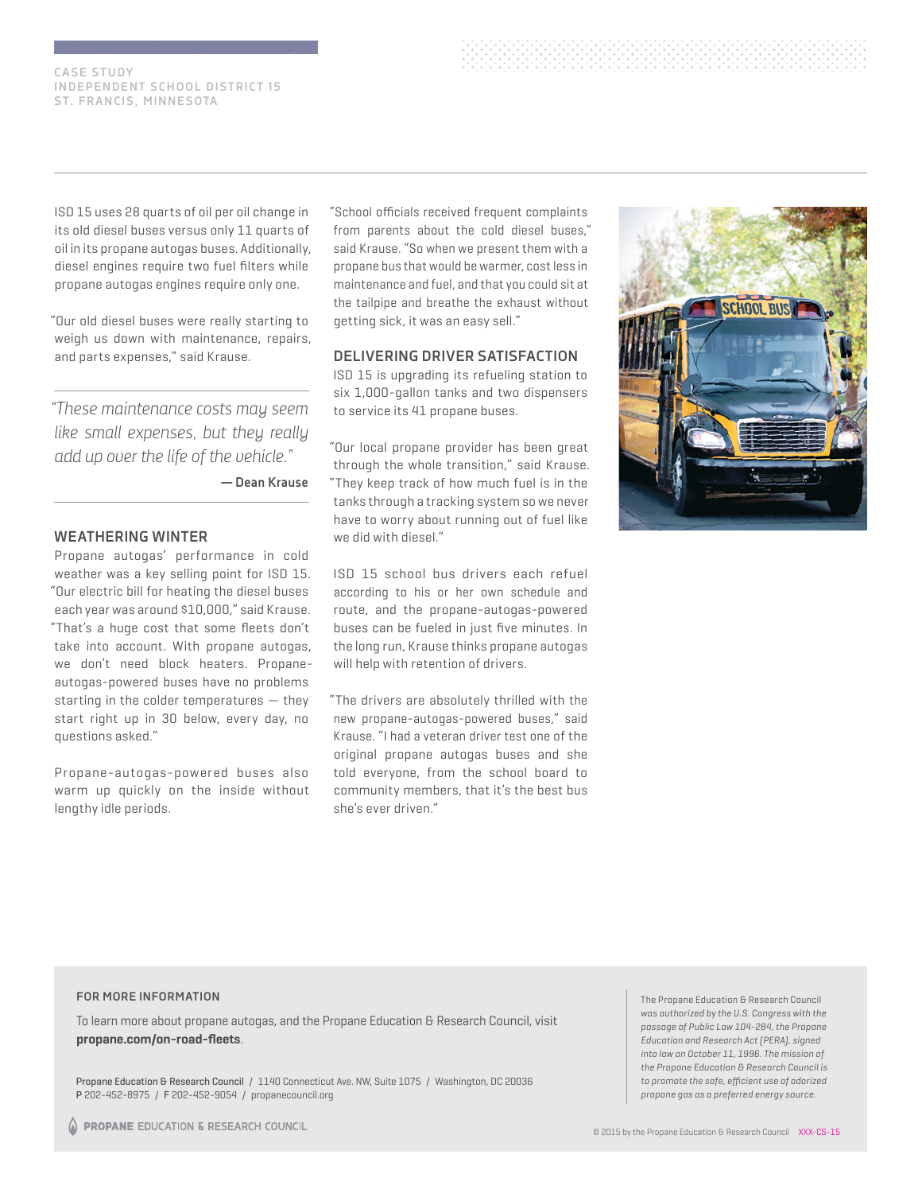ISD 15 uses 28 quarts of oil per oil change in its old diesel buses versus only 11 quarts of oil in its propane autogas buses. Additionally, diesel engines require two fuel filters while propane autogas engines require only one.

"Our old diesel buses were really starting to weigh us down with maintenance, repairs, and parts expenses," said Krause.

> *"These maintenance costs may seem like small expenses, but they really add up over the life of the vehicle."*
>
> **— Dean Krause**

## WEATHERING WINTER

Propane autogas' performance in cold weather was a key selling point for ISD 15. "Our electric bill for heating the diesel buses each year was around $10,000," said Krause. "That's a huge cost that some fleets don't take into account. With propane autogas, we don't need block heaters. Propane-autogas-powered buses have no problems starting in the colder temperatures — they start right up in 30 below, every day, no questions asked."

Propane-autogas-powered buses also warm up quickly on the inside without lengthy idle periods.

"School officials received frequent complaints from parents about the cold diesel buses," said Krause. "So when we present them with a propane bus that would be warmer, cost less in maintenance and fuel, and that you could sit at the tailpipe and breathe the exhaust without getting sick, it was an easy sell."

## DELIVERING DRIVER SATISFACTION

ISD 15 is upgrading its refueling station to six 1,000-gallon tanks and two dispensers to service its 41 propane buses.

"Our local propane provider has been great through the whole transition," said Krause. "They keep track of how much fuel is in the tanks through a tracking system so we never have to worry about running out of fuel like we did with diesel."

ISD 15 school bus drivers each refuel according to his or her own schedule and route, and the propane-autogas-powered buses can be fueled in just five minutes. In the long run, Krause thinks propane autogas will help with retention of drivers.

"The drivers are absolutely thrilled with the new propane-autogas-powered buses," said Krause. "I had a veteran driver test one of the original propane autogas buses and she told everyone, from the school board to community members, that it's the best bus she's ever driven."

### FOR MORE INFORMATION

To learn more about propane autogas, and the Propane Education & Research Council, visit **propane.com/on-road-fleets**.

Propane Education & Research Council / 1140 Connecticut Ave. NW, Suite 1075 / Washington, DC 20036
**P** 202-452-8975 / **F** 202-452-9054 / propanecouncil.org

The Propane Education & Research Council *was authorized by the U.S. Congress with the passage of Public Law 104-284, the Propane Education and Research Act (PERA), signed into law on October 11, 1996. The mission of the Propane Education & Research Council is to promote the safe, efficient use of odorized propane gas as a preferred energy source.*

**PROPANE** EDUCATION & RESEARCH COUNCIL

© 2015 by the Propane Education & Research Council XXX-CS-15